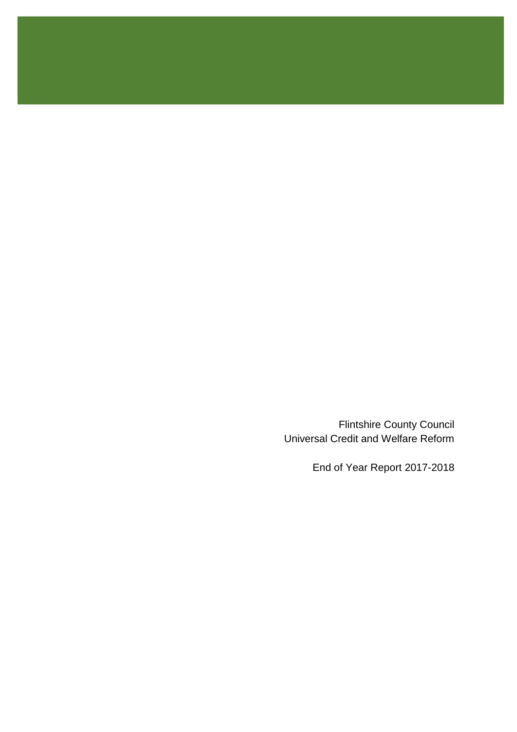Flintshire County Council
Universal Credit and Welfare Reform

End of Year Report 2017-2018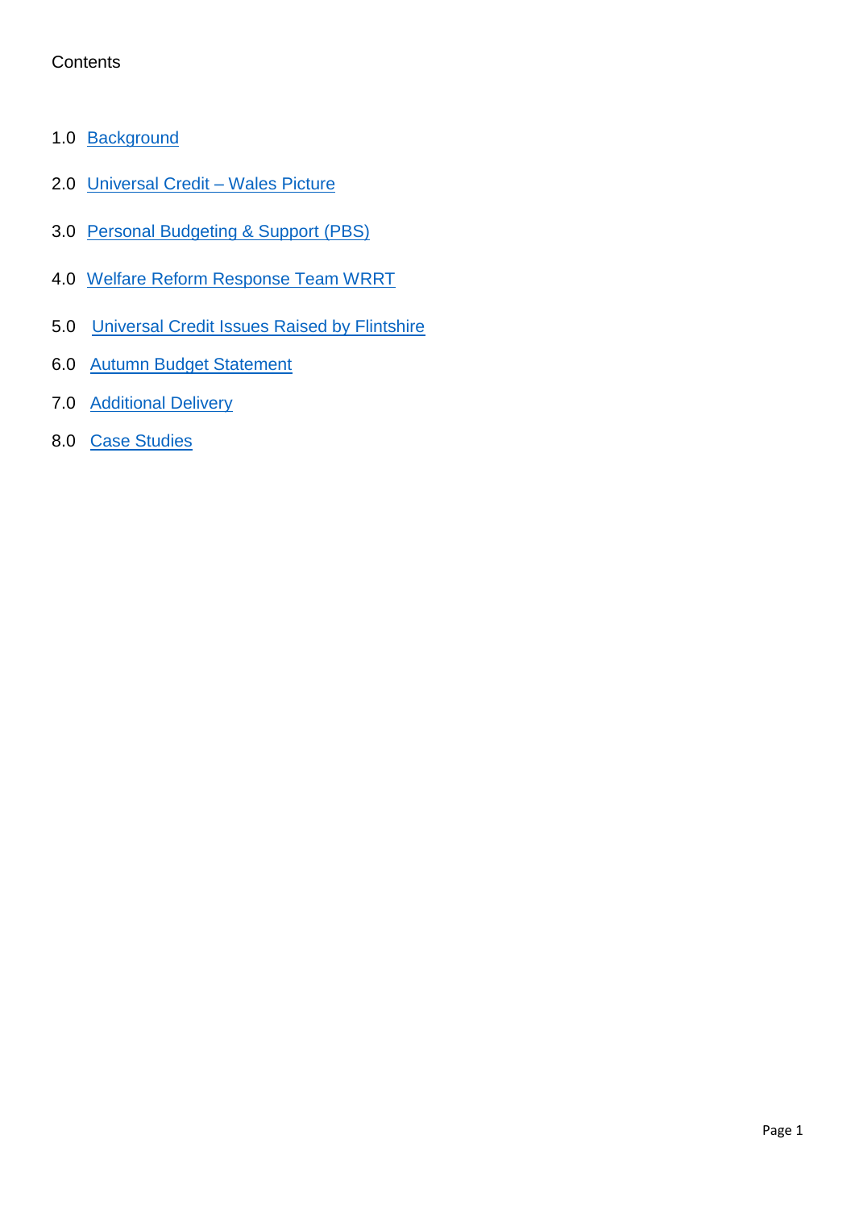Contents

1.0 Background

2.0 Universal Credit – Wales Picture

3.0 Personal Budgeting & Support (PBS)

4.0 Welfare Reform Response Team WRRT

5.0 Universal Credit Issues Raised by Flintshire

6.0 Autumn Budget Statement

7.0 Additional Delivery

8.0 Case Studies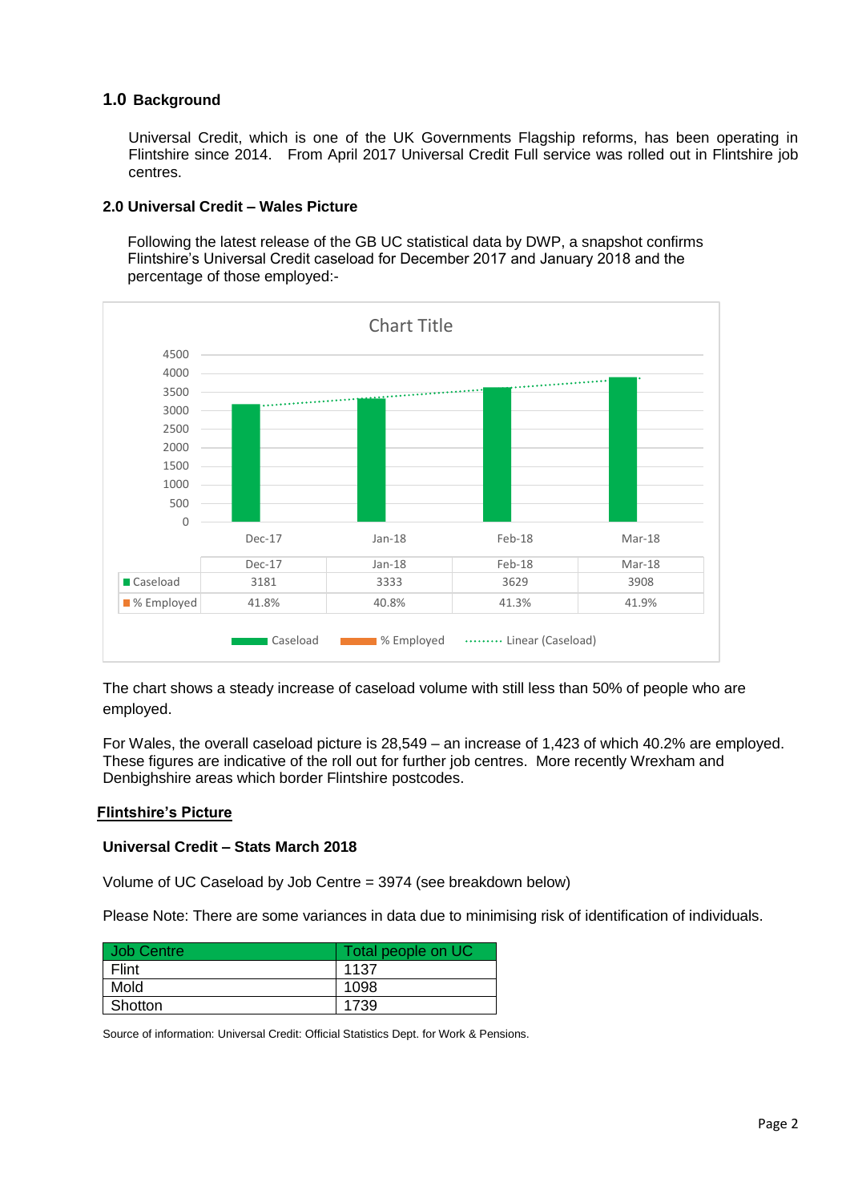## 1.0 Background

Universal Credit, which is one of the UK Governments Flagship reforms, has been operating in Flintshire since 2014. From April 2017 Universal Credit Full service was rolled out in Flintshire job centres.

### 2.0 Universal Credit – Wales Picture

Following the latest release of the GB UC statistical data by DWP, a snapshot confirms Flintshire's Universal Credit caseload for December 2017 and January 2018 and the percentage of those employed:-

Chart Title

| | Dec-17 | Jan-18 | Feb-18 | Mar-18 |
|---|---|---|---|---|
| Caseload | 3181 | 3333 | 3629 | 3908 |
| % Employed | 41.8% | 40.8% | 41.3% | 41.9% |

Caseload &nbsp;&nbsp; % Employed &nbsp;&nbsp; Linear (Caseload)

The chart shows a steady increase of caseload volume with still less than 50% of people who are employed.

For Wales, the overall caseload picture is 28,549 – an increase of 1,423 of which 40.2% are employed. These figures are indicative of the roll out for further job centres. More recently Wrexham and Denbighshire areas which border Flintshire postcodes.

## Flintshire's Picture

### Universal Credit – Stats March 2018

Volume of UC Caseload by Job Centre = 3974 (see breakdown below)

Please Note: There are some variances in data due to minimising risk of identification of individuals.

| Job Centre | Total people on UC |
|---|---|
| Flint | 1137 |
| Mold | 1098 |
| Shotton | 1739 |

Source of information: Universal Credit: Official Statistics Dept. for Work & Pensions.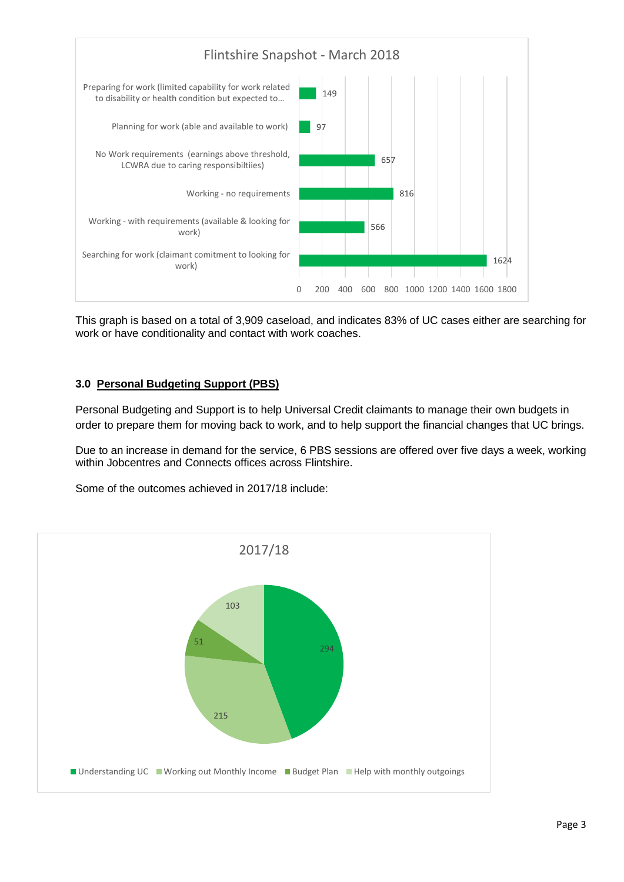**Flintshire Snapshot - March 2018**

| Category | Number |
|---|---|
| Preparing for work (limited capability for work related to disability or health condition but expected to... | 149 |
| Planning for work (able and available to work) | 97 |
| No Work requirements (earnings above threshold, LCWRA due to caring responsibiltiies) | 657 |
| Working - no requirements | 816 |
| Working - with requirements (available & looking for work) | 566 |
| Searching for work (claimant comitment to looking for work) | 1624 |

This graph is based on a total of 3,909 caseload, and indicates 83% of UC cases either are searching for work or have conditionality and contact with work coaches.

### 3.0 Personal Budgeting Support (PBS)

Personal Budgeting and Support is to help Universal Credit claimants to manage their own budgets in order to prepare them for moving back to work, and to help support the financial changes that UC brings.

Due to an increase in demand for the service, 6 PBS sessions are offered over five days a week, working within Jobcentres and Connects offices across Flintshire.

Some of the outcomes achieved in 2017/18 include:

**2017/18**

| Outcome | Number |
|---|---|
| Understanding UC | 294 |
| Working out Monthly Income | 215 |
| Budget Plan | 51 |
| Help with monthly outgoings | 103 |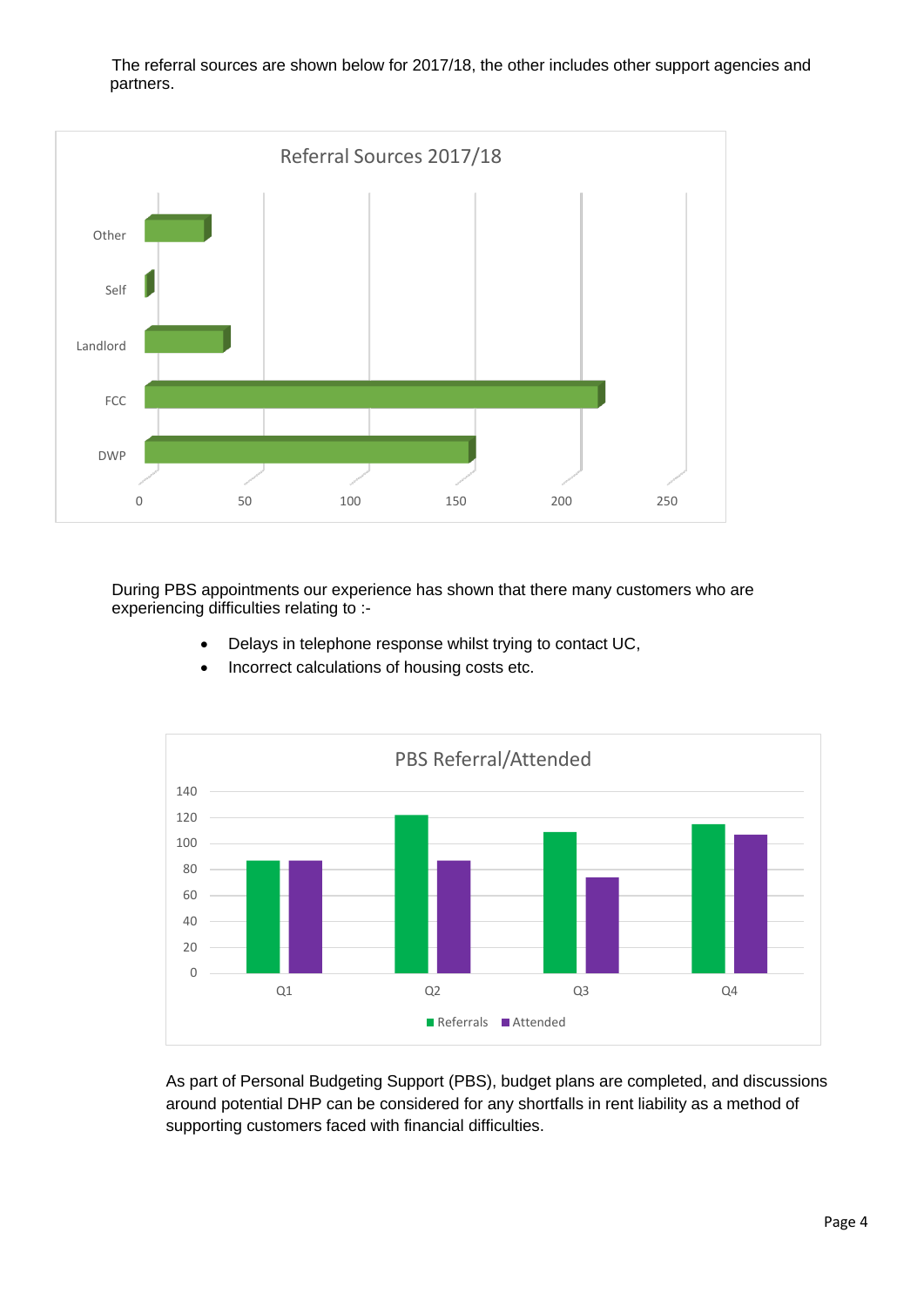The referral sources are shown below for 2017/18, the other includes other support agencies and partners.

Referral Sources 2017/18

During PBS appointments our experience has shown that there many customers who are experiencing difficulties relating to :-

- Delays in telephone response whilst trying to contact UC,
- Incorrect calculations of housing costs etc.

PBS Referral/Attended

As part of Personal Budgeting Support (PBS), budget plans are completed, and discussions around potential DHP can be considered for any shortfalls in rent liability as a method of supporting customers faced with financial difficulties.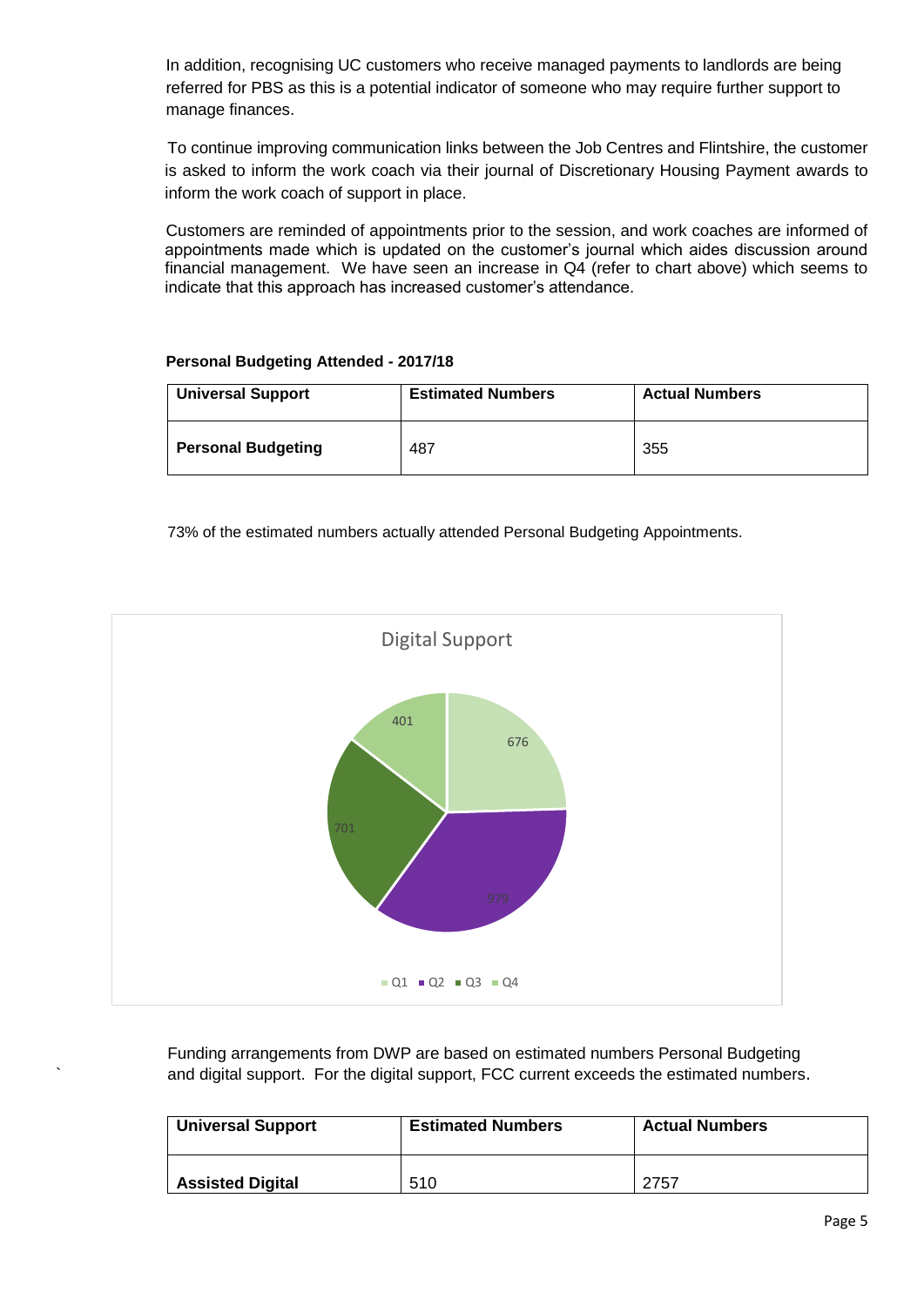In addition, recognising UC customers who receive managed payments to landlords are being referred for PBS as this is a potential indicator of someone who may require further support to manage finances.

To continue improving communication links between the Job Centres and Flintshire, the customer is asked to inform the work coach via their journal of Discretionary Housing Payment awards to inform the work coach of support in place.

Customers are reminded of appointments prior to the session, and work coaches are informed of appointments made which is updated on the customer's journal which aides discussion around financial management. We have seen an increase in Q4 (refer to chart above) which seems to indicate that this approach has increased customer's attendance.

**Personal Budgeting Attended - 2017/18**

| Universal Support | Estimated Numbers | Actual Numbers |
|---|---|---|
| **Personal Budgeting** | 487 | 355 |

73% of the estimated numbers actually attended Personal Budgeting Appointments.

Digital Support

- Q1: 676
- Q2: 979
- Q3: 701
- Q4: 401

Funding arrangements from DWP are based on estimated numbers Personal Budgeting and digital support. For the digital support, FCC current exceeds the estimated numbers.

| Universal Support | Estimated Numbers | Actual Numbers |
|---|---|---|
| **Assisted Digital** | 510 | 2757 |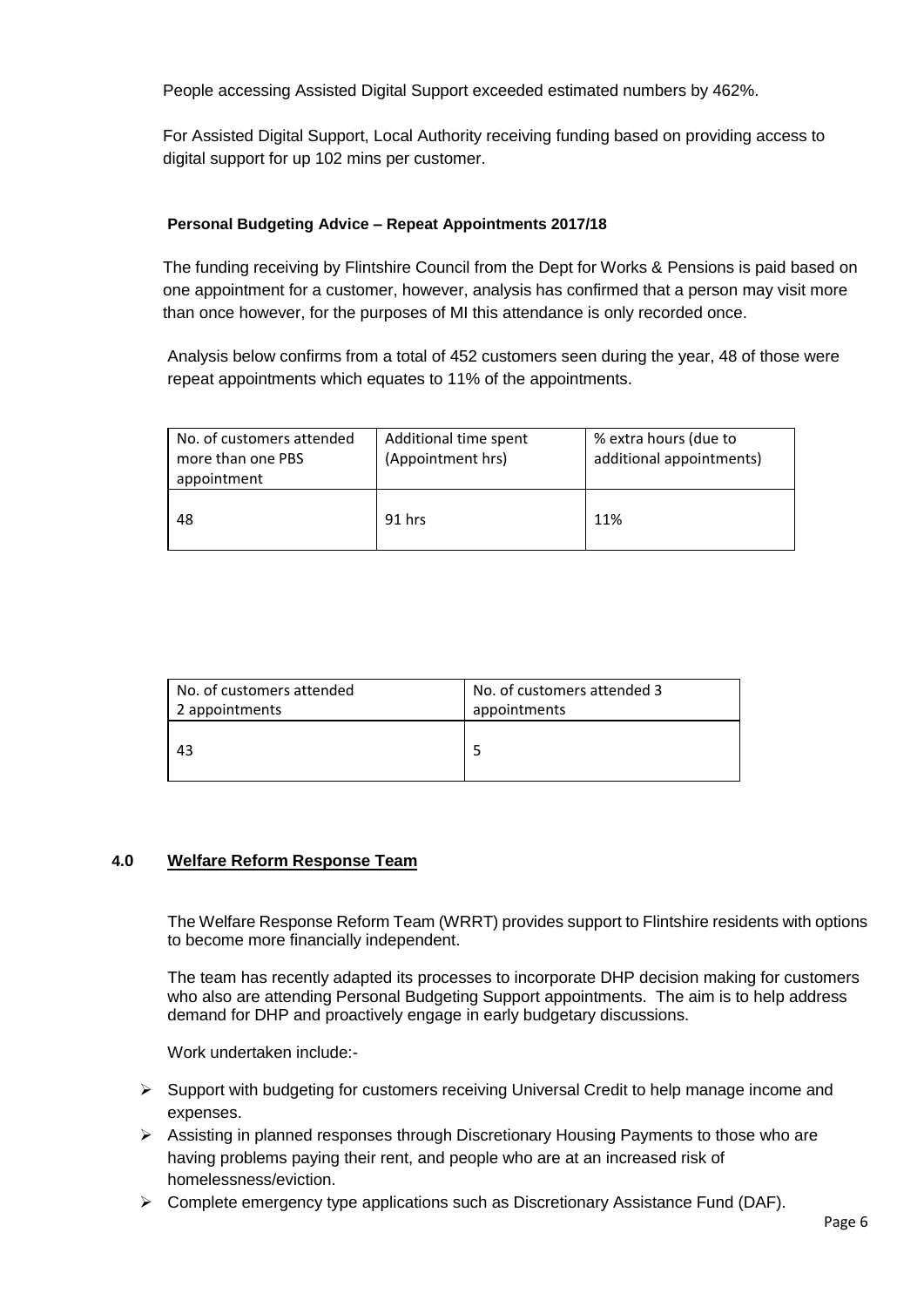People accessing Assisted Digital Support exceeded estimated numbers by 462%.

For Assisted Digital Support, Local Authority receiving funding based on providing access to digital support for up 102 mins per customer.

**Personal Budgeting Advice – Repeat Appointments 2017/18**

The funding receiving by Flintshire Council from the Dept for Works & Pensions is paid based on one appointment for a customer, however, analysis has confirmed that a person may visit more than once however, for the purposes of MI this attendance is only recorded once.

Analysis below confirms from a total of 452 customers seen during the year, 48 of those were repeat appointments which equates to 11% of the appointments.

| No. of customers attended more than one PBS appointment | Additional time spent (Appointment hrs) | % extra hours (due to additional appointments) |
|---|---|---|
| 48 | 91 hrs | 11% |

| No. of customers attended 2 appointments | No. of customers attended 3 appointments |
|---|---|
| 43 | 5 |

## 4.0 Welfare Reform Response Team

The Welfare Response Reform Team (WRRT) provides support to Flintshire residents with options to become more financially independent.

The team has recently adapted its processes to incorporate DHP decision making for customers who also are attending Personal Budgeting Support appointments. The aim is to help address demand for DHP and proactively engage in early budgetary discussions.

Work undertaken include:-

- Support with budgeting for customers receiving Universal Credit to help manage income and expenses.
- Assisting in planned responses through Discretionary Housing Payments to those who are having problems paying their rent, and people who are at an increased risk of homelessness/eviction.
- Complete emergency type applications such as Discretionary Assistance Fund (DAF).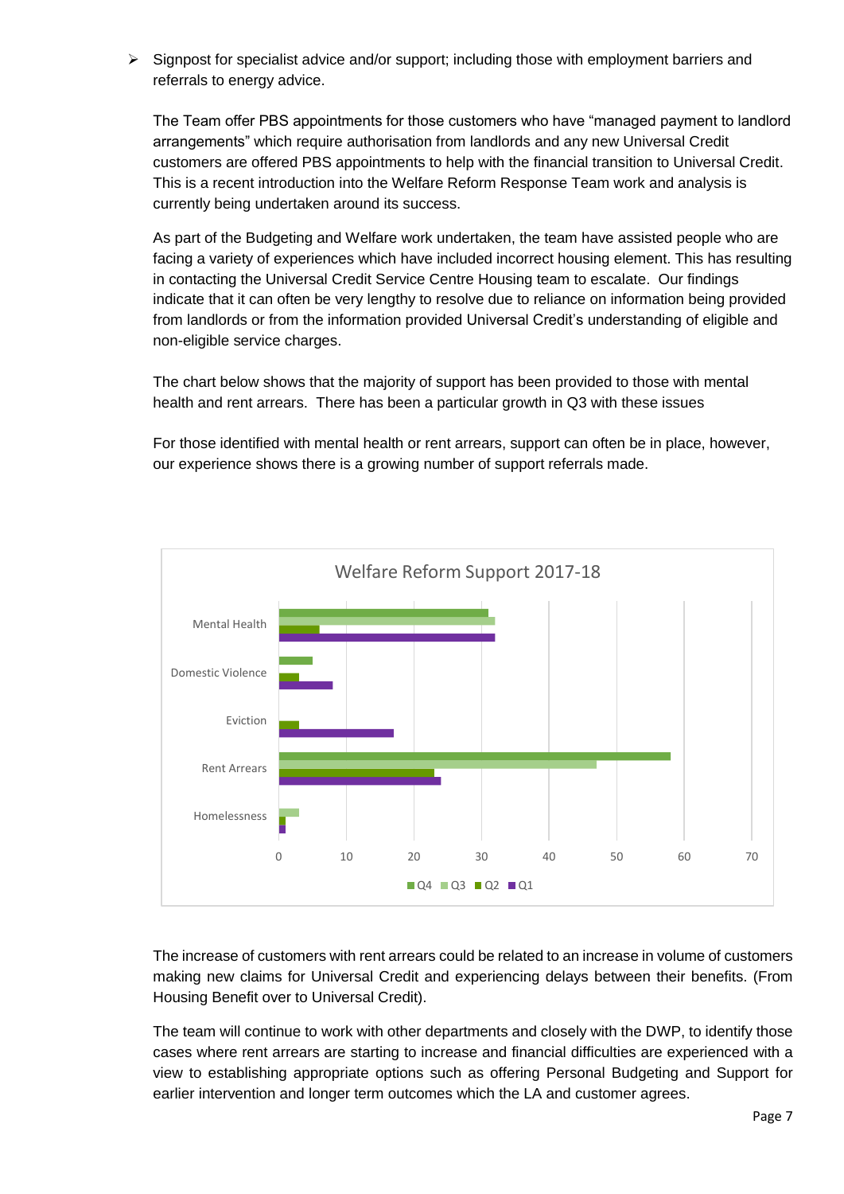- Signpost for specialist advice and/or support; including those with employment barriers and referrals to energy advice.

The Team offer PBS appointments for those customers who have "managed payment to landlord arrangements" which require authorisation from landlords and any new Universal Credit customers are offered PBS appointments to help with the financial transition to Universal Credit. This is a recent introduction into the Welfare Reform Response Team work and analysis is currently being undertaken around its success.

As part of the Budgeting and Welfare work undertaken, the team have assisted people who are facing a variety of experiences which have included incorrect housing element. This has resulting in contacting the Universal Credit Service Centre Housing team to escalate. Our findings indicate that it can often be very lengthy to resolve due to reliance on information being provided from landlords or from the information provided Universal Credit's understanding of eligible and non-eligible service charges.

The chart below shows that the majority of support has been provided to those with mental health and rent arrears. There has been a particular growth in Q3 with these issues

For those identified with mental health or rent arrears, support can often be in place, however, our experience shows there is a growing number of support referrals made.

Welfare Reform Support 2017-18

The increase of customers with rent arrears could be related to an increase in volume of customers making new claims for Universal Credit and experiencing delays between their benefits. (From Housing Benefit over to Universal Credit).

The team will continue to work with other departments and closely with the DWP, to identify those cases where rent arrears are starting to increase and financial difficulties are experienced with a view to establishing appropriate options such as offering Personal Budgeting and Support for earlier intervention and longer term outcomes which the LA and customer agrees.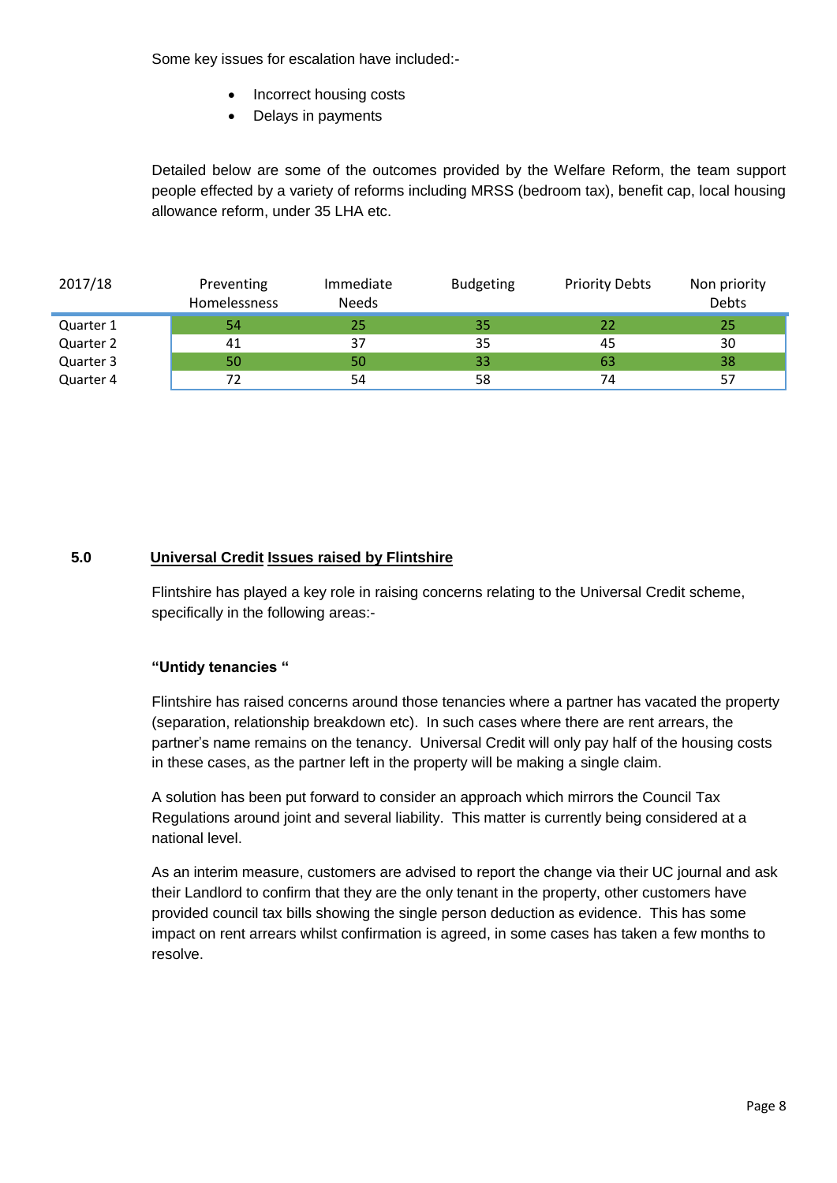Some key issues for escalation have included:-

- Incorrect housing costs
- Delays in payments

Detailed below are some of the outcomes provided by the Welfare Reform, the team support people effected by a variety of reforms including MRSS (bedroom tax), benefit cap, local housing allowance reform, under 35 LHA etc.

| 2017/18 | Preventing Homelessness | Immediate Needs | Budgeting | Priority Debts | Non priority Debts |
|---|---|---|---|---|---|
| Quarter 1 | 54 | 25 | 35 | 22 | 25 |
| Quarter 2 | 41 | 37 | 35 | 45 | 30 |
| Quarter 3 | 50 | 50 | 33 | 63 | 38 |
| Quarter 4 | 72 | 54 | 58 | 74 | 57 |

## 5.0 Universal Credit Issues raised by Flintshire

Flintshire has played a key role in raising concerns relating to the Universal Credit scheme, specifically in the following areas:-

**"Untidy tenancies "**

Flintshire has raised concerns around those tenancies where a partner has vacated the property (separation, relationship breakdown etc). In such cases where there are rent arrears, the partner's name remains on the tenancy. Universal Credit will only pay half of the housing costs in these cases, as the partner left in the property will be making a single claim.

A solution has been put forward to consider an approach which mirrors the Council Tax Regulations around joint and several liability. This matter is currently being considered at a national level.

As an interim measure, customers are advised to report the change via their UC journal and ask their Landlord to confirm that they are the only tenant in the property, other customers have provided council tax bills showing the single person deduction as evidence. This has some impact on rent arrears whilst confirmation is agreed, in some cases has taken a few months to resolve.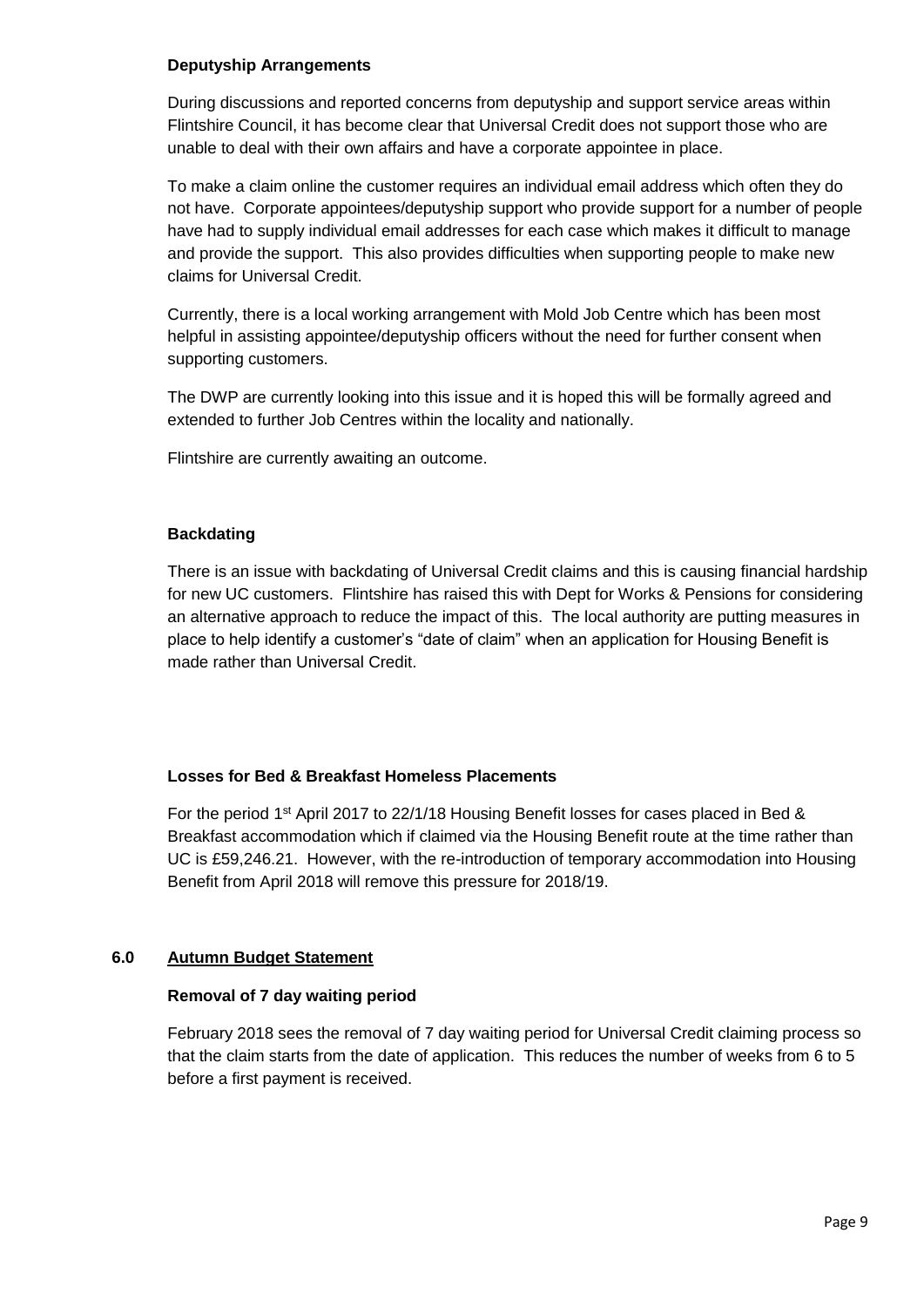**Deputyship Arrangements**

During discussions and reported concerns from deputyship and support service areas within Flintshire Council, it has become clear that Universal Credit does not support those who are unable to deal with their own affairs and have a corporate appointee in place.

To make a claim online the customer requires an individual email address which often they do not have. Corporate appointees/deputyship support who provide support for a number of people have had to supply individual email addresses for each case which makes it difficult to manage and provide the support. This also provides difficulties when supporting people to make new claims for Universal Credit.

Currently, there is a local working arrangement with Mold Job Centre which has been most helpful in assisting appointee/deputyship officers without the need for further consent when supporting customers.

The DWP are currently looking into this issue and it is hoped this will be formally agreed and extended to further Job Centres within the locality and nationally.

Flintshire are currently awaiting an outcome.

**Backdating**

There is an issue with backdating of Universal Credit claims and this is causing financial hardship for new UC customers. Flintshire has raised this with Dept for Works & Pensions for considering an alternative approach to reduce the impact of this. The local authority are putting measures in place to help identify a customer's "date of claim" when an application for Housing Benefit is made rather than Universal Credit.

**Losses for Bed & Breakfast Homeless Placements**

For the period 1st April 2017 to 22/1/18 Housing Benefit losses for cases placed in Bed & Breakfast accommodation which if claimed via the Housing Benefit route at the time rather than UC is £59,246.21. However, with the re-introduction of temporary accommodation into Housing Benefit from April 2018 will remove this pressure for 2018/19.

## 6.0 Autumn Budget Statement

**Removal of 7 day waiting period**

February 2018 sees the removal of 7 day waiting period for Universal Credit claiming process so that the claim starts from the date of application. This reduces the number of weeks from 6 to 5 before a first payment is received.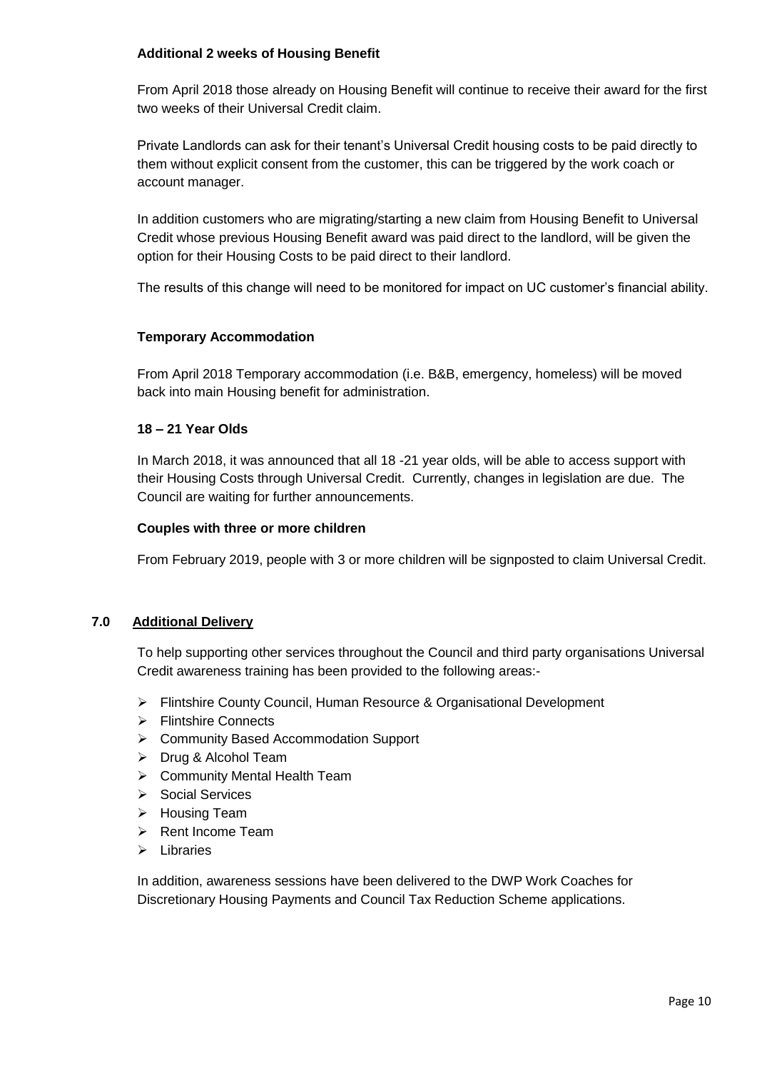**Additional 2 weeks of Housing Benefit**

From April 2018 those already on Housing Benefit will continue to receive their award for the first two weeks of their Universal Credit claim.

Private Landlords can ask for their tenant's Universal Credit housing costs to be paid directly to them without explicit consent from the customer, this can be triggered by the work coach or account manager.

In addition customers who are migrating/starting a new claim from Housing Benefit to Universal Credit whose previous Housing Benefit award was paid direct to the landlord, will be given the option for their Housing Costs to be paid direct to their landlord.

The results of this change will need to be monitored for impact on UC customer's financial ability.

**Temporary Accommodation**

From April 2018 Temporary accommodation (i.e. B&B, emergency, homeless) will be moved back into main Housing benefit for administration.

**18 – 21 Year Olds**

In March 2018, it was announced that all 18 -21 year olds, will be able to access support with their Housing Costs through Universal Credit. Currently, changes in legislation are due. The Council are waiting for further announcements.

**Couples with three or more children**

From February 2019, people with 3 or more children will be signposted to claim Universal Credit.

## 7.0 Additional Delivery

To help supporting other services throughout the Council and third party organisations Universal Credit awareness training has been provided to the following areas:-

- Flintshire County Council, Human Resource & Organisational Development
- Flintshire Connects
- Community Based Accommodation Support
- Drug & Alcohol Team
- Community Mental Health Team
- Social Services
- Housing Team
- Rent Income Team
- Libraries

In addition, awareness sessions have been delivered to the DWP Work Coaches for Discretionary Housing Payments and Council Tax Reduction Scheme applications.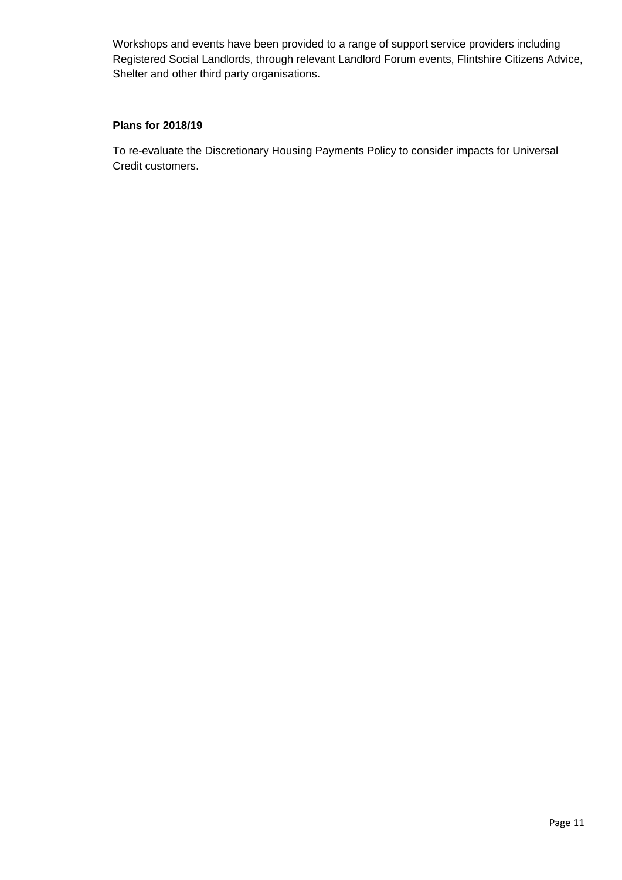Workshops and events have been provided to a range of support service providers including Registered Social Landlords, through relevant Landlord Forum events, Flintshire Citizens Advice, Shelter and other third party organisations.

**Plans for 2018/19**

To re-evaluate the Discretionary Housing Payments Policy to consider impacts for Universal Credit customers.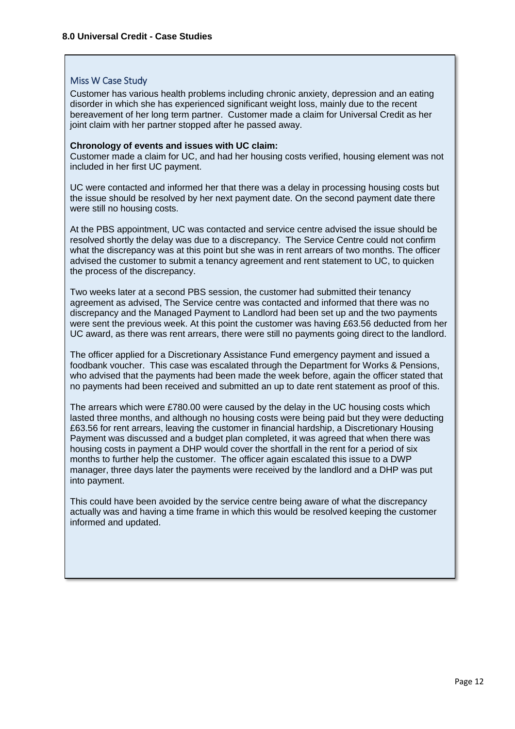## 8.0 Universal Credit - Case Studies

### Miss W Case Study

Customer has various health problems including chronic anxiety, depression and an eating disorder in which she has experienced significant weight loss, mainly due to the recent bereavement of her long term partner. Customer made a claim for Universal Credit as her joint claim with her partner stopped after he passed away.

**Chronology of events and issues with UC claim:**
Customer made a claim for UC, and had her housing costs verified, housing element was not included in her first UC payment.

UC were contacted and informed her that there was a delay in processing housing costs but the issue should be resolved by her next payment date. On the second payment date there were still no housing costs.

At the PBS appointment, UC was contacted and service centre advised the issue should be resolved shortly the delay was due to a discrepancy. The Service Centre could not confirm what the discrepancy was at this point but she was in rent arrears of two months. The officer advised the customer to submit a tenancy agreement and rent statement to UC, to quicken the process of the discrepancy.

Two weeks later at a second PBS session, the customer had submitted their tenancy agreement as advised, The Service centre was contacted and informed that there was no discrepancy and the Managed Payment to Landlord had been set up and the two payments were sent the previous week. At this point the customer was having £63.56 deducted from her UC award, as there was rent arrears, there were still no payments going direct to the landlord.

The officer applied for a Discretionary Assistance Fund emergency payment and issued a foodbank voucher. This case was escalated through the Department for Works & Pensions, who advised that the payments had been made the week before, again the officer stated that no payments had been received and submitted an up to date rent statement as proof of this.

The arrears which were £780.00 were caused by the delay in the UC housing costs which lasted three months, and although no housing costs were being paid but they were deducting £63.56 for rent arrears, leaving the customer in financial hardship, a Discretionary Housing Payment was discussed and a budget plan completed, it was agreed that when there was housing costs in payment a DHP would cover the shortfall in the rent for a period of six months to further help the customer. The officer again escalated this issue to a DWP manager, three days later the payments were received by the landlord and a DHP was put into payment.

This could have been avoided by the service centre being aware of what the discrepancy actually was and having a time frame in which this would be resolved keeping the customer informed and updated.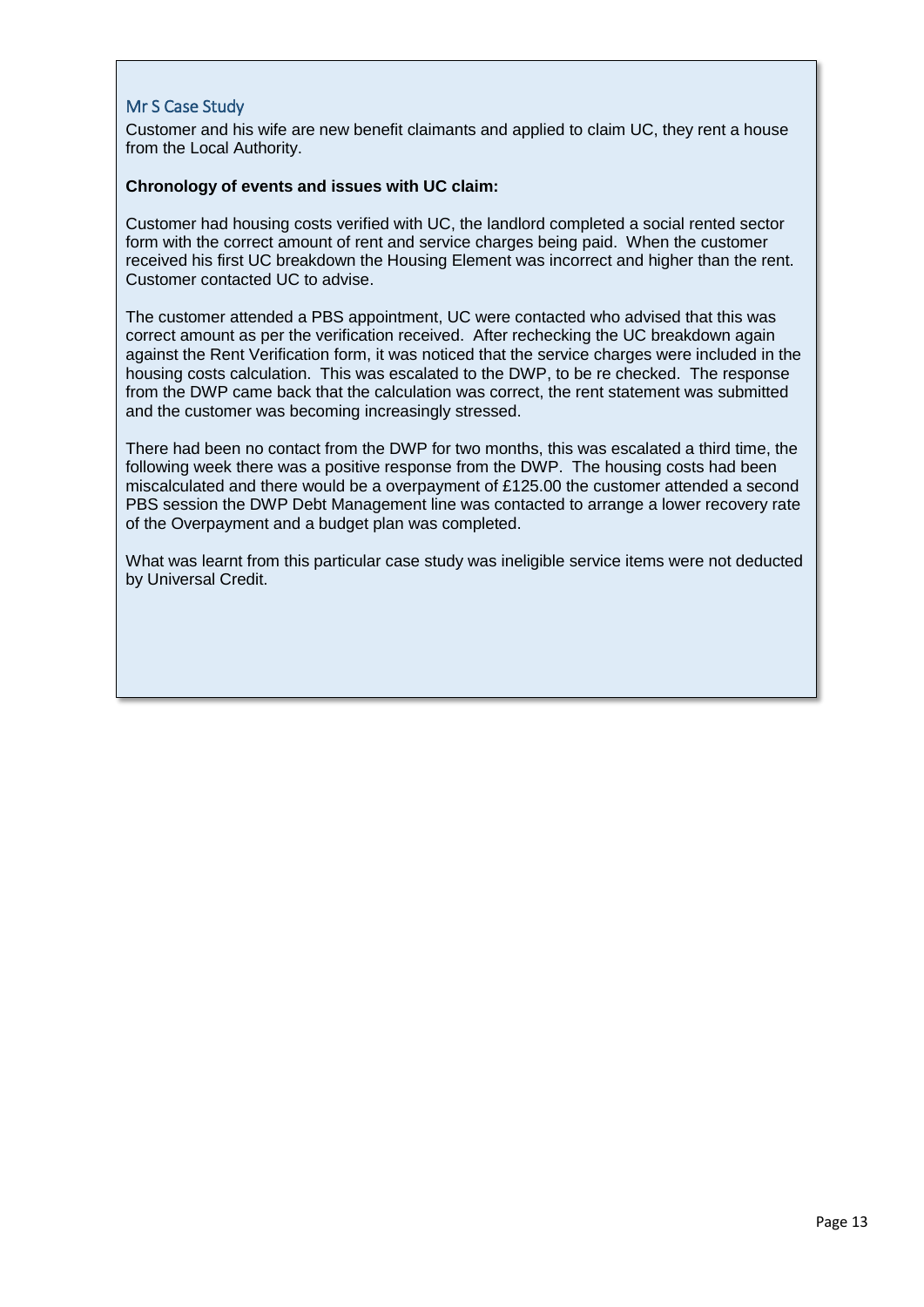## Mr S Case Study

Customer and his wife are new benefit claimants and applied to claim UC, they rent a house from the Local Authority.

**Chronology of events and issues with UC claim:**

Customer had housing costs verified with UC, the landlord completed a social rented sector form with the correct amount of rent and service charges being paid. When the customer received his first UC breakdown the Housing Element was incorrect and higher than the rent. Customer contacted UC to advise.

The customer attended a PBS appointment, UC were contacted who advised that this was correct amount as per the verification received. After rechecking the UC breakdown again against the Rent Verification form, it was noticed that the service charges were included in the housing costs calculation. This was escalated to the DWP, to be re checked. The response from the DWP came back that the calculation was correct, the rent statement was submitted and the customer was becoming increasingly stressed.

There had been no contact from the DWP for two months, this was escalated a third time, the following week there was a positive response from the DWP. The housing costs had been miscalculated and there would be a overpayment of £125.00 the customer attended a second PBS session the DWP Debt Management line was contacted to arrange a lower recovery rate of the Overpayment and a budget plan was completed.

What was learnt from this particular case study was ineligible service items were not deducted by Universal Credit.